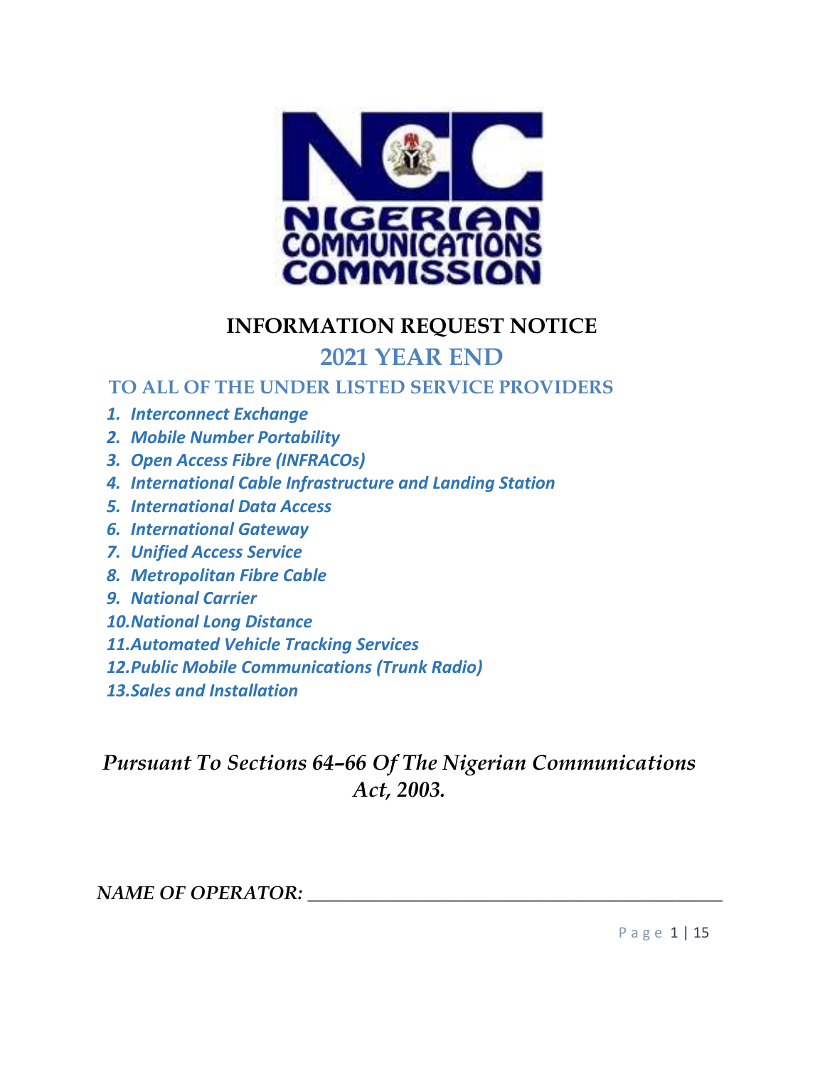NIGERIAN COMMUNICATIONS COMMISSION

# INFORMATION REQUEST NOTICE

## 2021 YEAR END

### TO ALL OF THE UNDER LISTED SERVICE PROVIDERS

1. *Interconnect Exchange*
2. *Mobile Number Portability*
3. *Open Access Fibre (INFRACOs)*
4. *International Cable Infrastructure and Landing Station*
5. *International Data Access*
6. *International Gateway*
7. *Unified Access Service*
8. *Metropolitan Fibre Cable*
9. *National Carrier*
10. *National Long Distance*
11. *Automated Vehicle Tracking Services*
12. *Public Mobile Communications (Trunk Radio)*
13. *Sales and Installation*

*Pursuant To Sections 64–66 Of The Nigerian Communications Act, 2003.*

*NAME OF OPERATOR:* ______________________________________________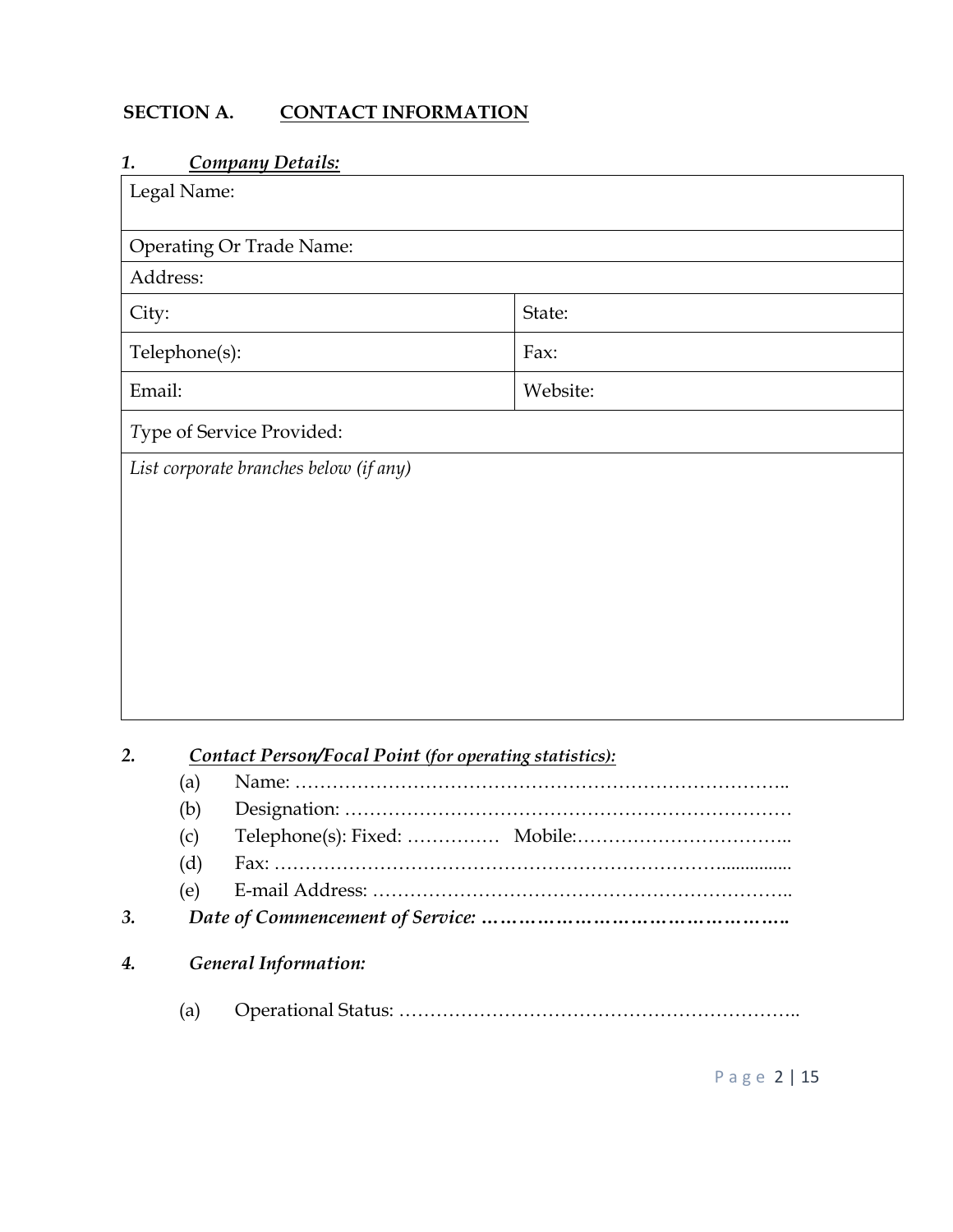## **SECTION A.** <u>**CONTACT INFORMATION**</u>

### 1. ***<u>Company Details:</u>***

| Legal Name: | |
|---|---|
| Operating Or Trade Name: | |
| Address: | |
| City: | State: |
| Telephone(s): | Fax: |
| Email: | Website: |
| Type of Service Provided: | |
| *List corporate branches below (if any)* | |

### 2. ***<u>Contact Person/Focal Point (for operating statistics):</u>***

(a) Name: ……………………………………………………………………..

(b) Designation: ………………………………………………………………

(c) Telephone(s): Fixed: …………… Mobile:……………………………..

(d) Fax: ……………………………………………………………................

(e) E-mail Address: …………………………………………………………..

### 3. ***Date of Commencement of Service: …………………………………………..***

### 4. ***General Information:***

(a) Operational Status: ………………………………………………………..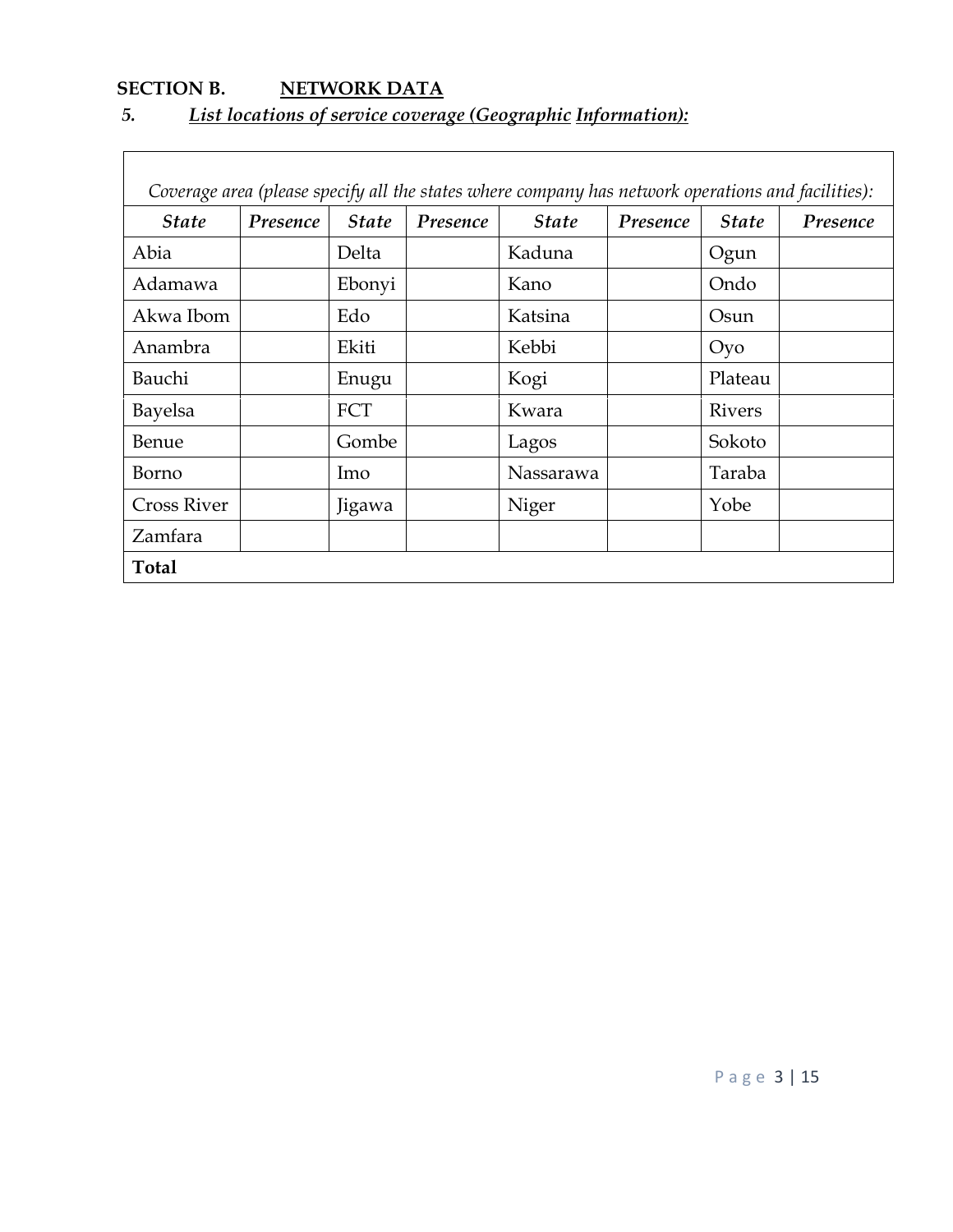## SECTION B. NETWORK DATA

### 5. *List locations of service coverage (Geographic Information):*

| *Coverage area (please specify all the states where company has network operations and facilities):* | | | | | | | |
|---|---|---|---|---|---|---|---|
| ***State*** | ***Presence*** | ***State*** | ***Presence*** | ***State*** | ***Presence*** | ***State*** | ***Presence*** |
| Abia | | Delta | | Kaduna | | Ogun | |
| Adamawa | | Ebonyi | | Kano | | Ondo | |
| Akwa Ibom | | Edo | | Katsina | | Osun | |
| Anambra | | Ekiti | | Kebbi | | Oyo | |
| Bauchi | | Enugu | | Kogi | | Plateau | |
| Bayelsa | | FCT | | Kwara | | Rivers | |
| Benue | | Gombe | | Lagos | | Sokoto | |
| Borno | | Imo | | Nassarawa | | Taraba | |
| Cross River | | Jigawa | | Niger | | Yobe | |
| Zamfara | | | | | | | |
| **Total** | | | | | | | |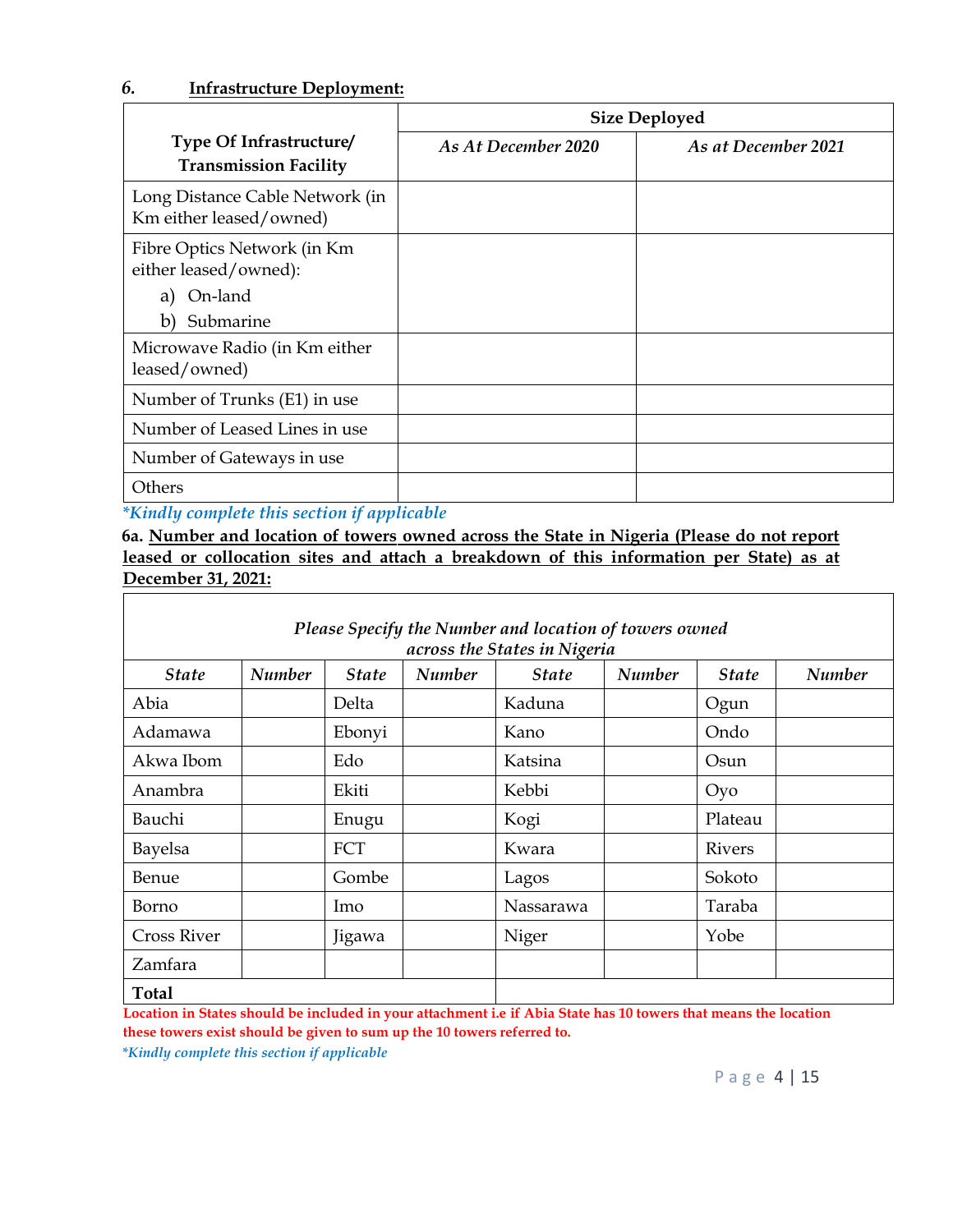## 6. Infrastructure Deployment:

| Type Of Infrastructure/ Transmission Facility | Size Deployed | |
|---|---|---|
| | *As At December 2020* | *As at December 2021* |
| Long Distance Cable Network (in Km either leased/owned) | | |
| Fibre Optics Network (in Km either leased/owned): a) On-land b) Submarine | | |
| Microwave Radio (in Km either leased/owned) | | |
| Number of Trunks (E1) in use | | |
| Number of Leased Lines in use | | |
| Number of Gateways in use | | |
| Others | | |

*\*Kindly complete this section if applicable*

**6a. Number and location of towers owned across the State in Nigeria (Please do not report leased or collocation sites and attach a breakdown of this information per State) as at December 31, 2021:**

| *Please Specify the Number and location of towers owned across the States in Nigeria* | | | | | | | |
|---|---|---|---|---|---|---|---|
| *State* | *Number* | *State* | *Number* | *State* | *Number* | *State* | *Number* |
| Abia | | Delta | | Kaduna | | Ogun | |
| Adamawa | | Ebonyi | | Kano | | Ondo | |
| Akwa Ibom | | Edo | | Katsina | | Osun | |
| Anambra | | Ekiti | | Kebbi | | Oyo | |
| Bauchi | | Enugu | | Kogi | | Plateau | |
| Bayelsa | | FCT | | Kwara | | Rivers | |
| Benue | | Gombe | | Lagos | | Sokoto | |
| Borno | | Imo | | Nassarawa | | Taraba | |
| Cross River | | Jigawa | | Niger | | Yobe | |
| Zamfara | | | | | | | |
| **Total** | | | | | | | |

**Location in States should be included in your attachment i.e if Abia State has 10 towers that means the location these towers exist should be given to sum up the 10 towers referred to.**

*\*Kindly complete this section if applicable*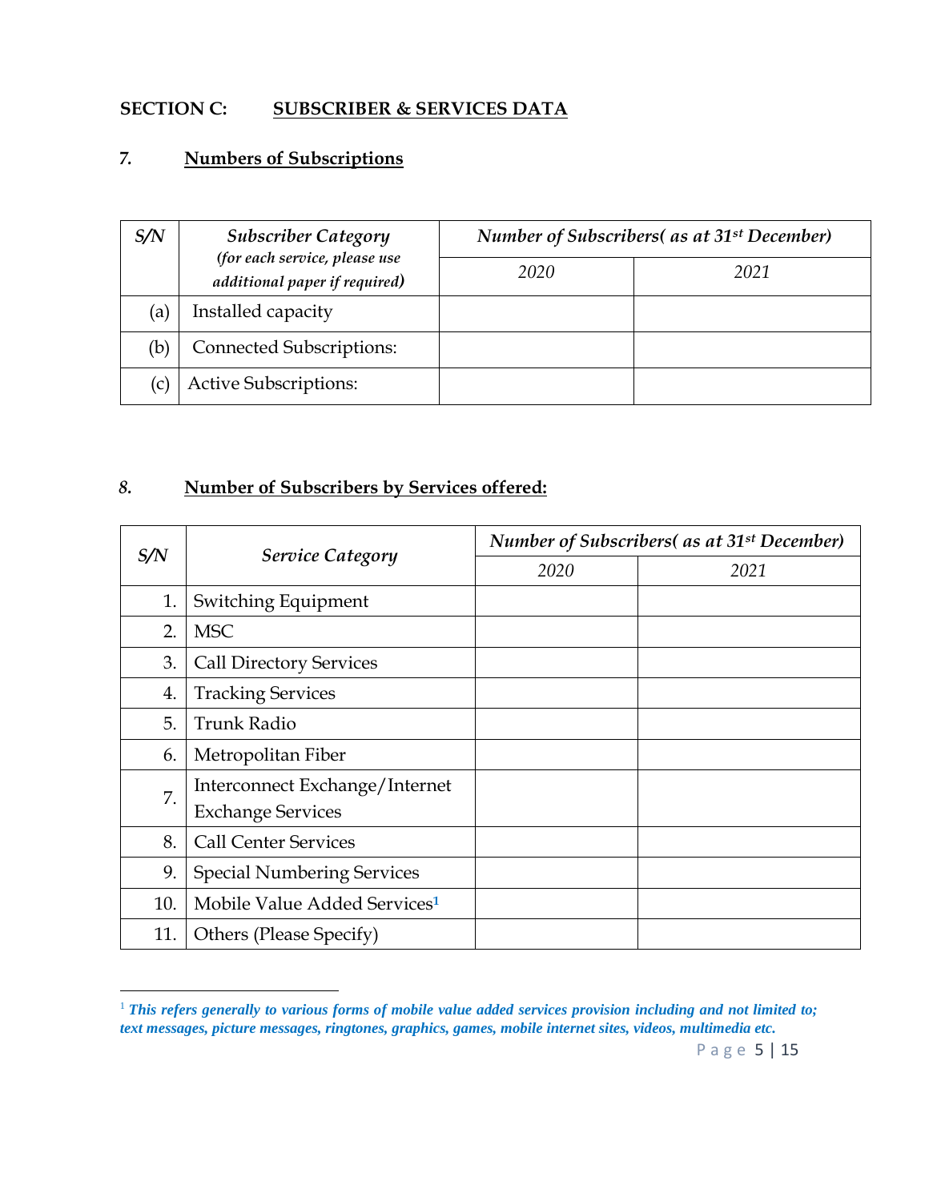## SECTION C: SUBSCRIBER & SERVICES DATA

### 7. Numbers of Subscriptions

| S/N | Subscriber Category *(for each service, please use additional paper if required)* | Number of Subscribers( as at 31st December) | |
|---|---|---|---|
| | | 2020 | 2021 |
| (a) | Installed capacity | | |
| (b) | Connected Subscriptions: | | |
| (c) | Active Subscriptions: | | |

### 8. Number of Subscribers by Services offered:

| S/N | Service Category | Number of Subscribers( as at 31st December) | |
|---|---|---|---|
| | | 2020 | 2021 |
| 1. | Switching Equipment | | |
| 2. | MSC | | |
| 3. | Call Directory Services | | |
| 4. | Tracking Services | | |
| 5. | Trunk Radio | | |
| 6. | Metropolitan Fiber | | |
| 7. | Interconnect Exchange/Internet Exchange Services | | |
| 8. | Call Center Services | | |
| 9. | Special Numbering Services | | |
| 10. | Mobile Value Added Services[1] | | |
| 11. | Others (Please Specify) | | |

[1] ***This refers generally to various forms of mobile value added services provision including and not limited to; text messages, picture messages, ringtones, graphics, games, mobile internet sites, videos, multimedia etc.***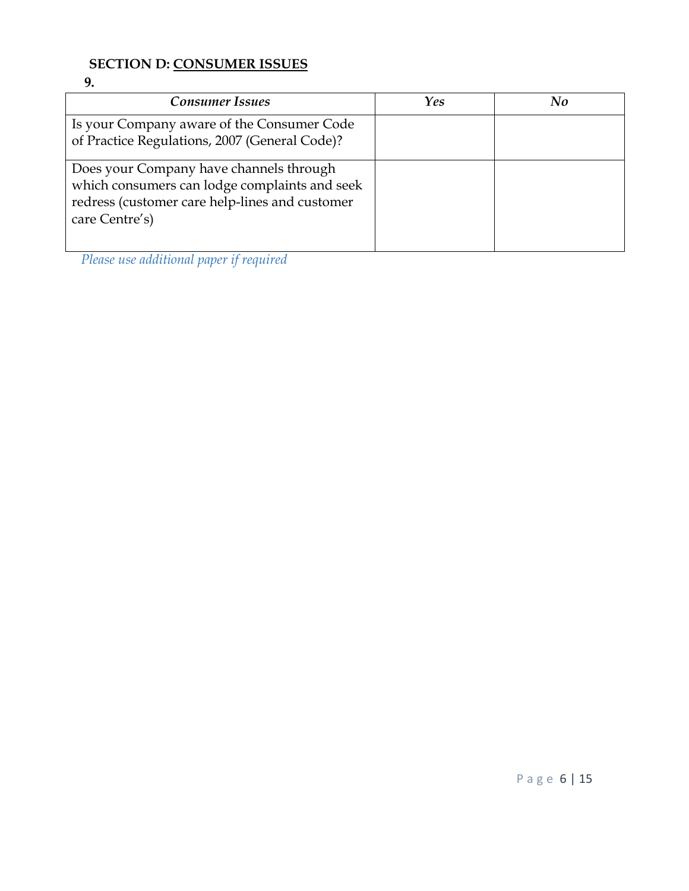## SECTION D: CONSUMER ISSUES

**9.**

| *Consumer Issues* | *Yes* | *No* |
| --- | --- | --- |
| Is your Company aware of the Consumer Code of Practice Regulations, 2007 (General Code)? | | |
| Does your Company have channels through which consumers can lodge complaints and seek redress (customer care help-lines and customer care Centre's) | | |

*Please use additional paper if required*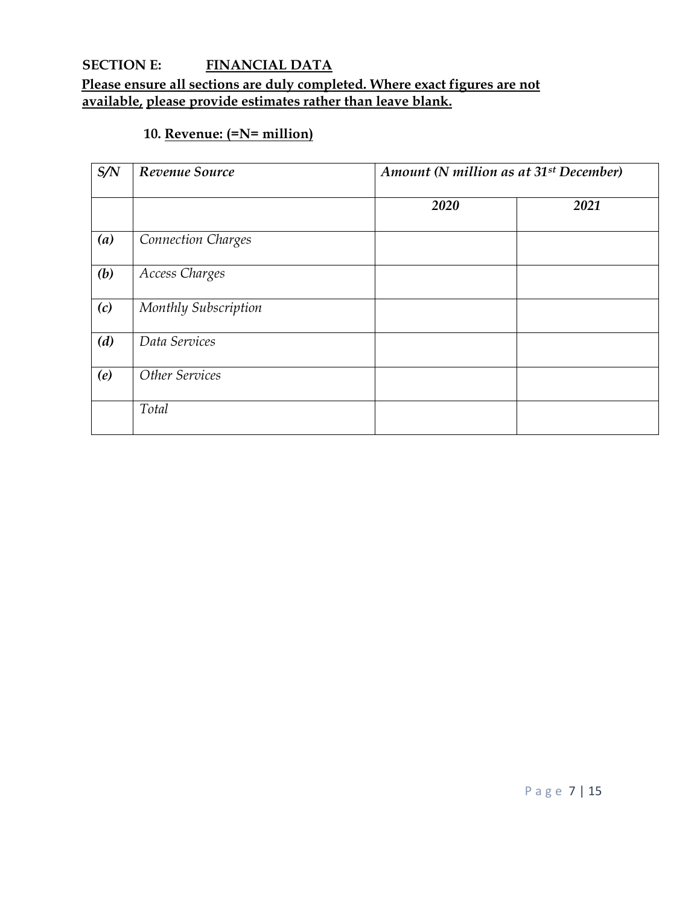## SECTION E: FINANCIAL DATA

**Please ensure all sections are duly completed. Where exact figures are not available, please provide estimates rather than leave blank.**

### 10. Revenue: (=N= million)

| *S/N* | *Revenue Source* | *Amount (N million as at 31st December)* | |
|---|---|---|---|
| | | ***2020*** | ***2021*** |
| ***(a)*** | *Connection Charges* | | |
| ***(b)*** | *Access Charges* | | |
| ***(c)*** | *Monthly Subscription* | | |
| ***(d)*** | *Data Services* | | |
| ***(e)*** | *Other Services* | | |
| | *Total* | | |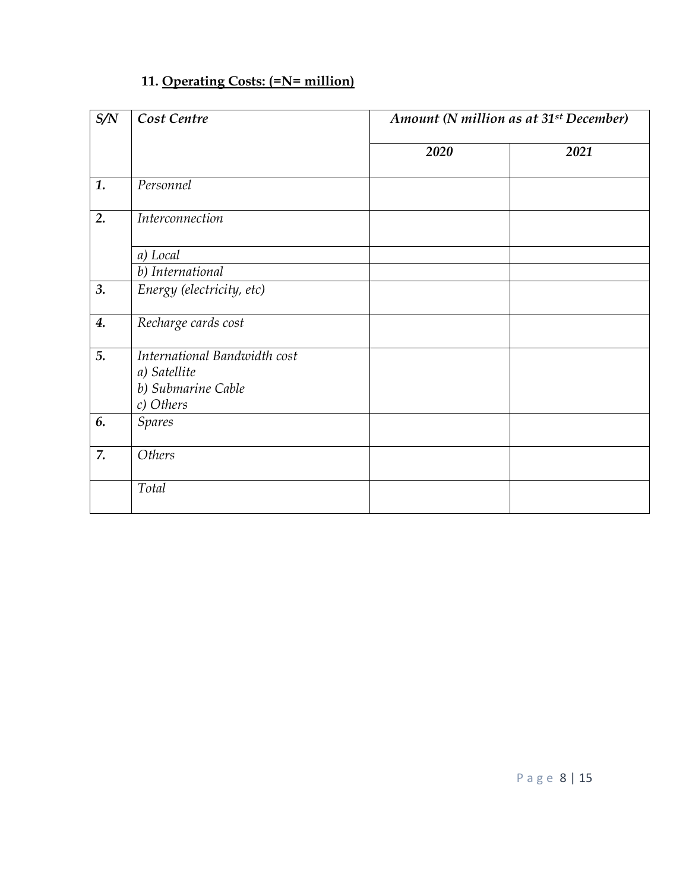## 11. Operating Costs: (=N= million)

| *S/N* | *Cost Centre* | *Amount (N million as at 31st December)* | |
|---|---|---|---|
| | | *2020* | *2021* |
| *1.* | *Personnel* | | |
| *2.* | *Interconnection* | | |
| | *a) Local* | | |
| | *b) International* | | |
| *3.* | *Energy (electricity, etc)* | | |
| *4.* | *Recharge cards cost* | | |
| *5.* | *International Bandwidth cost*<br>*a) Satellite*<br>*b) Submarine Cable*<br>*c) Others* | | |
| *6.* | *Spares* | | |
| *7.* | *Others* | | |
| | *Total* | | |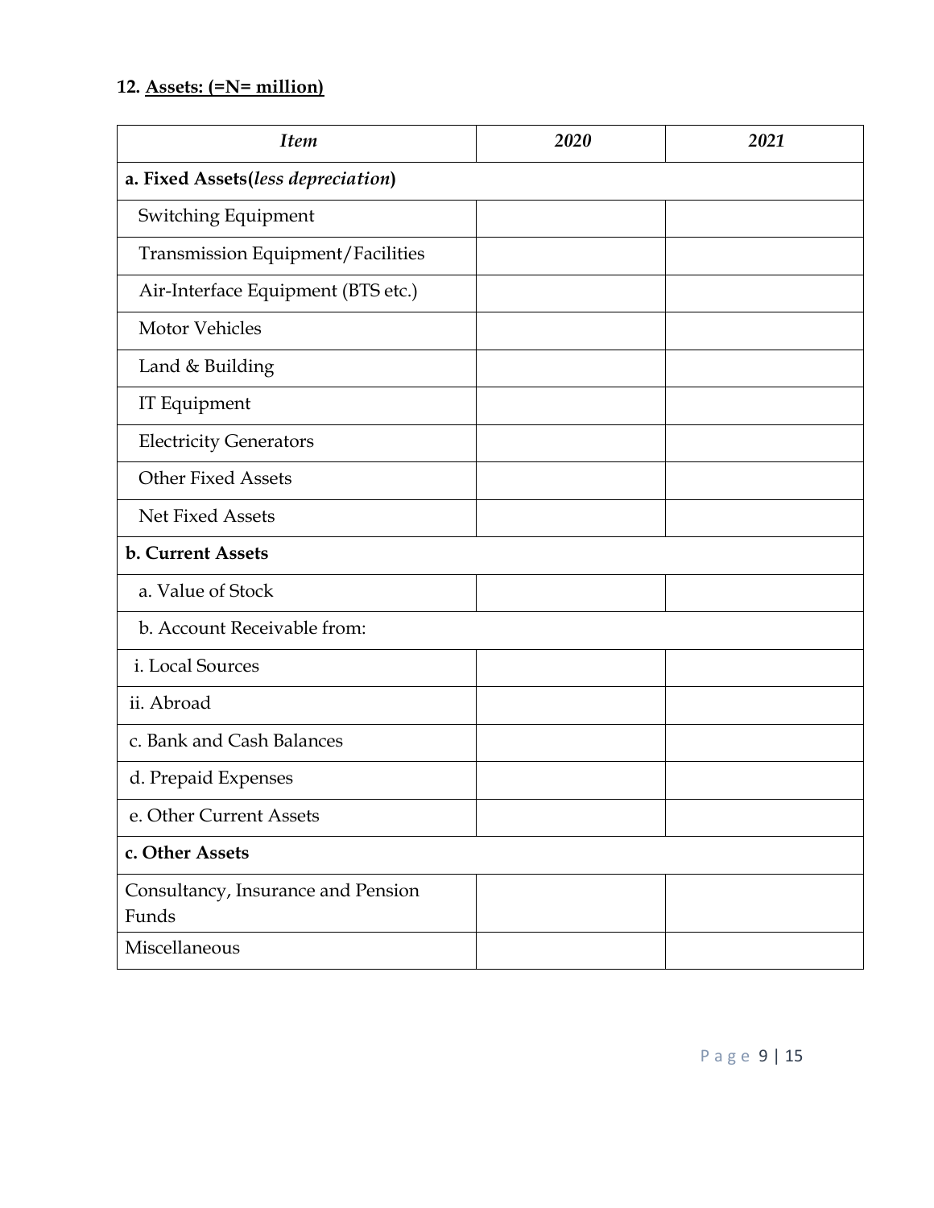**12. Assets: (=N= million)**

| *Item* | *2020* | *2021* |
|---|---|---|
| **a. Fixed Assets(*less depreciation*)** | | |
| Switching Equipment | | |
| Transmission Equipment/Facilities | | |
| Air-Interface Equipment (BTS etc.) | | |
| Motor Vehicles | | |
| Land & Building | | |
| IT Equipment | | |
| Electricity Generators | | |
| Other Fixed Assets | | |
| Net Fixed Assets | | |
| **b. Current Assets** | | |
| a. Value of Stock | | |
| b. Account Receivable from: | | |
| i. Local Sources | | |
| ii. Abroad | | |
| c. Bank and Cash Balances | | |
| d. Prepaid Expenses | | |
| e. Other Current Assets | | |
| **c. Other Assets** | | |
| Consultancy, Insurance and Pension Funds | | |
| Miscellaneous | | |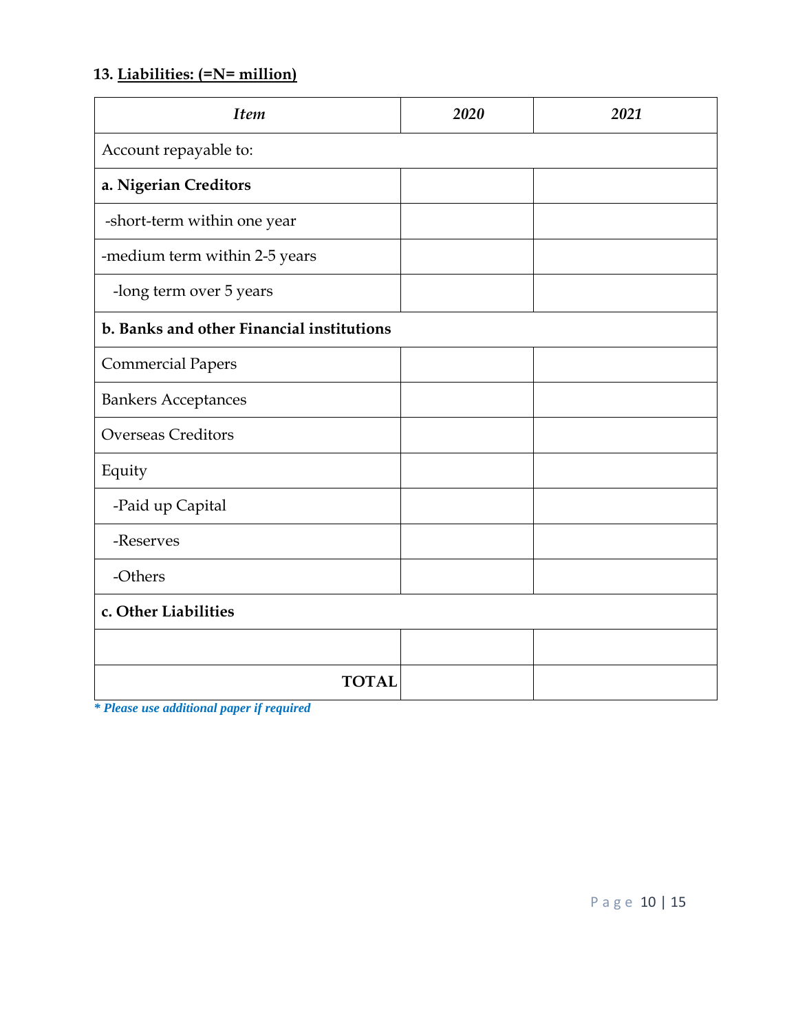### 13. Liabilities: (=N= million)

| *Item* | *2020* | *2021* |
|---|---|---|
| Account repayable to: | | |
| **a. Nigerian Creditors** | | |
| -short-term within one year | | |
| -medium term within 2-5 years | | |
| -long term over 5 years | | |
| **b. Banks and other Financial institutions** | | |
| Commercial Papers | | |
| Bankers Acceptances | | |
| Overseas Creditors | | |
| Equity | | |
| -Paid up Capital | | |
| -Reserves | | |
| -Others | | |
| **c. Other Liabilities** | | |
| | | |
| **TOTAL** | | |

***\* Please use additional paper if required***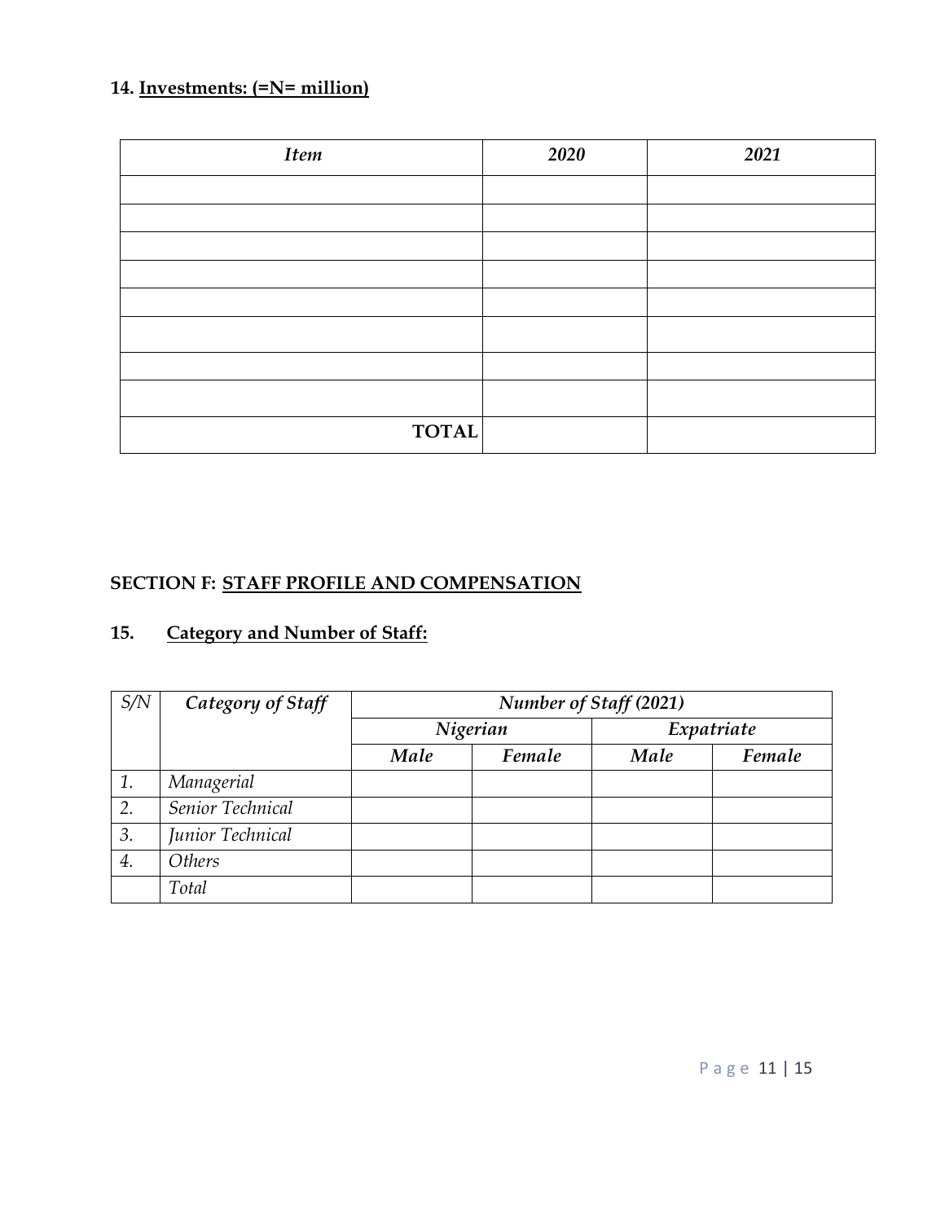**14. Investments: (=N= million)**

| *Item* | *2020* | *2021* |
|---|---|---|
| | | |
| | | |
| | | |
| | | |
| | | |
| | | |
| | | |
| | | |
| **TOTAL** | | |

## SECTION F: STAFF PROFILE AND COMPENSATION

### 15. Category and Number of Staff:

| *S/N* | *Category of Staff* | *Number of Staff (2021)* | | | |
|---|---|---|---|---|---|
| | | *Nigerian* | | *Expatriate* | |
| | | *Male* | *Female* | *Male* | *Female* |
| *1.* | *Managerial* | | | | |
| *2.* | *Senior Technical* | | | | |
| *3.* | *Junior Technical* | | | | |
| *4.* | *Others* | | | | |
| | *Total* | | | | |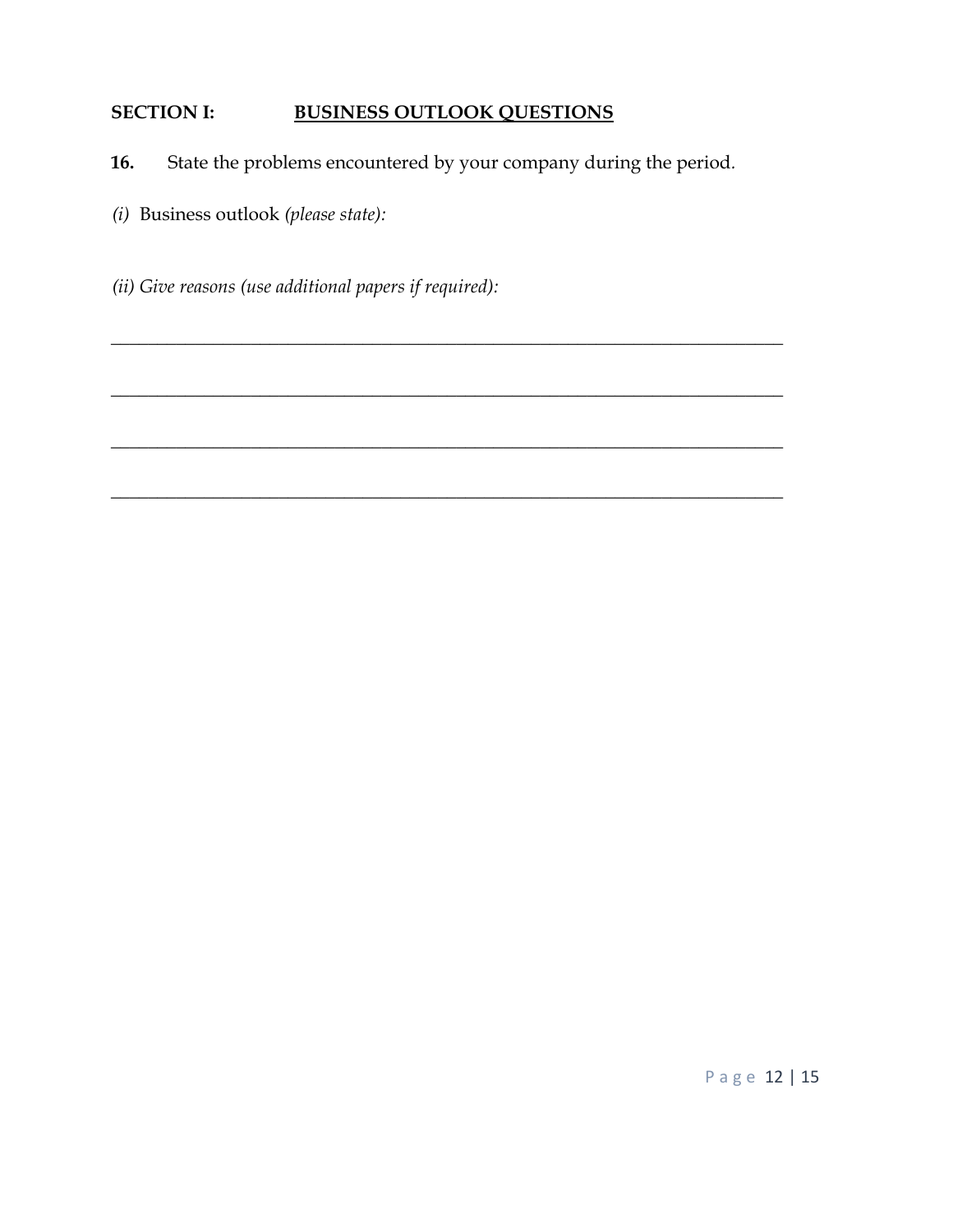## SECTION I: <u>BUSINESS OUTLOOK QUESTIONS</u>

**16.** State the problems encountered by your company during the period.

*(i)* Business outlook *(please state):*

*(ii) Give reasons (use additional papers if required):*

______________________________________________________________________________

______________________________________________________________________________

______________________________________________________________________________

______________________________________________________________________________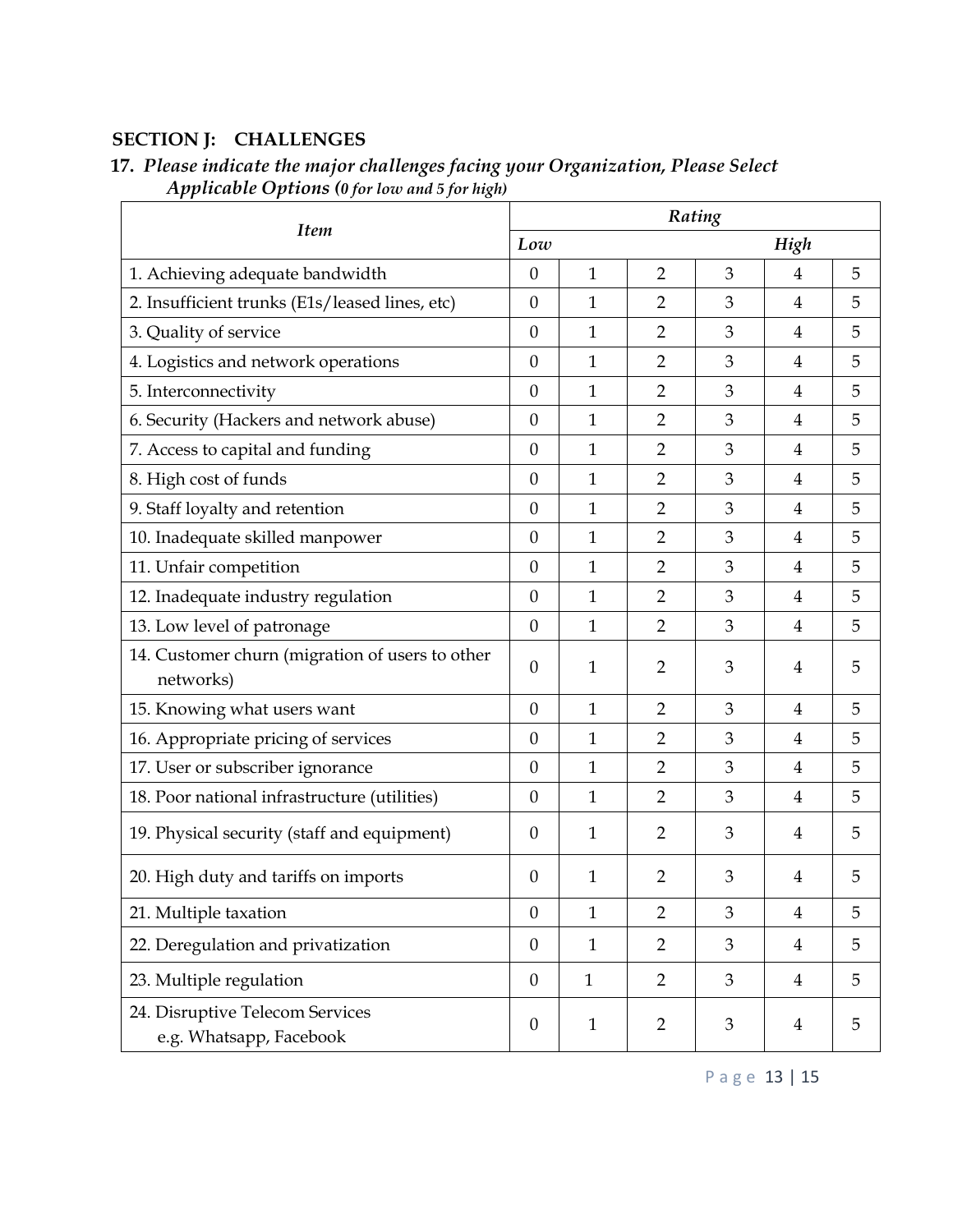## SECTION J: CHALLENGES

**17.** ***Please indicate the major challenges facing your Organization, Please Select Applicable Options (0 for low and 5 for high)***

| *Item* | *Rating* | | | | | |
|---|---|---|---|---|---|---|
| | *Low* | | | | *High* | |
| 1. Achieving adequate bandwidth | 0 | 1 | 2 | 3 | 4 | 5 |
| 2. Insufficient trunks (E1s/leased lines, etc) | 0 | 1 | 2 | 3 | 4 | 5 |
| 3. Quality of service | 0 | 1 | 2 | 3 | 4 | 5 |
| 4. Logistics and network operations | 0 | 1 | 2 | 3 | 4 | 5 |
| 5. Interconnectivity | 0 | 1 | 2 | 3 | 4 | 5 |
| 6. Security (Hackers and network abuse) | 0 | 1 | 2 | 3 | 4 | 5 |
| 7. Access to capital and funding | 0 | 1 | 2 | 3 | 4 | 5 |
| 8. High cost of funds | 0 | 1 | 2 | 3 | 4 | 5 |
| 9. Staff loyalty and retention | 0 | 1 | 2 | 3 | 4 | 5 |
| 10. Inadequate skilled manpower | 0 | 1 | 2 | 3 | 4 | 5 |
| 11. Unfair competition | 0 | 1 | 2 | 3 | 4 | 5 |
| 12. Inadequate industry regulation | 0 | 1 | 2 | 3 | 4 | 5 |
| 13. Low level of patronage | 0 | 1 | 2 | 3 | 4 | 5 |
| 14. Customer churn (migration of users to other networks) | 0 | 1 | 2 | 3 | 4 | 5 |
| 15. Knowing what users want | 0 | 1 | 2 | 3 | 4 | 5 |
| 16. Appropriate pricing of services | 0 | 1 | 2 | 3 | 4 | 5 |
| 17. User or subscriber ignorance | 0 | 1 | 2 | 3 | 4 | 5 |
| 18. Poor national infrastructure (utilities) | 0 | 1 | 2 | 3 | 4 | 5 |
| 19. Physical security (staff and equipment) | 0 | 1 | 2 | 3 | 4 | 5 |
| 20. High duty and tariffs on imports | 0 | 1 | 2 | 3 | 4 | 5 |
| 21. Multiple taxation | 0 | 1 | 2 | 3 | 4 | 5 |
| 22. Deregulation and privatization | 0 | 1 | 2 | 3 | 4 | 5 |
| 23. Multiple regulation | 0 | 1 | 2 | 3 | 4 | 5 |
| 24. Disruptive Telecom Services e.g. Whatsapp, Facebook | 0 | 1 | 2 | 3 | 4 | 5 |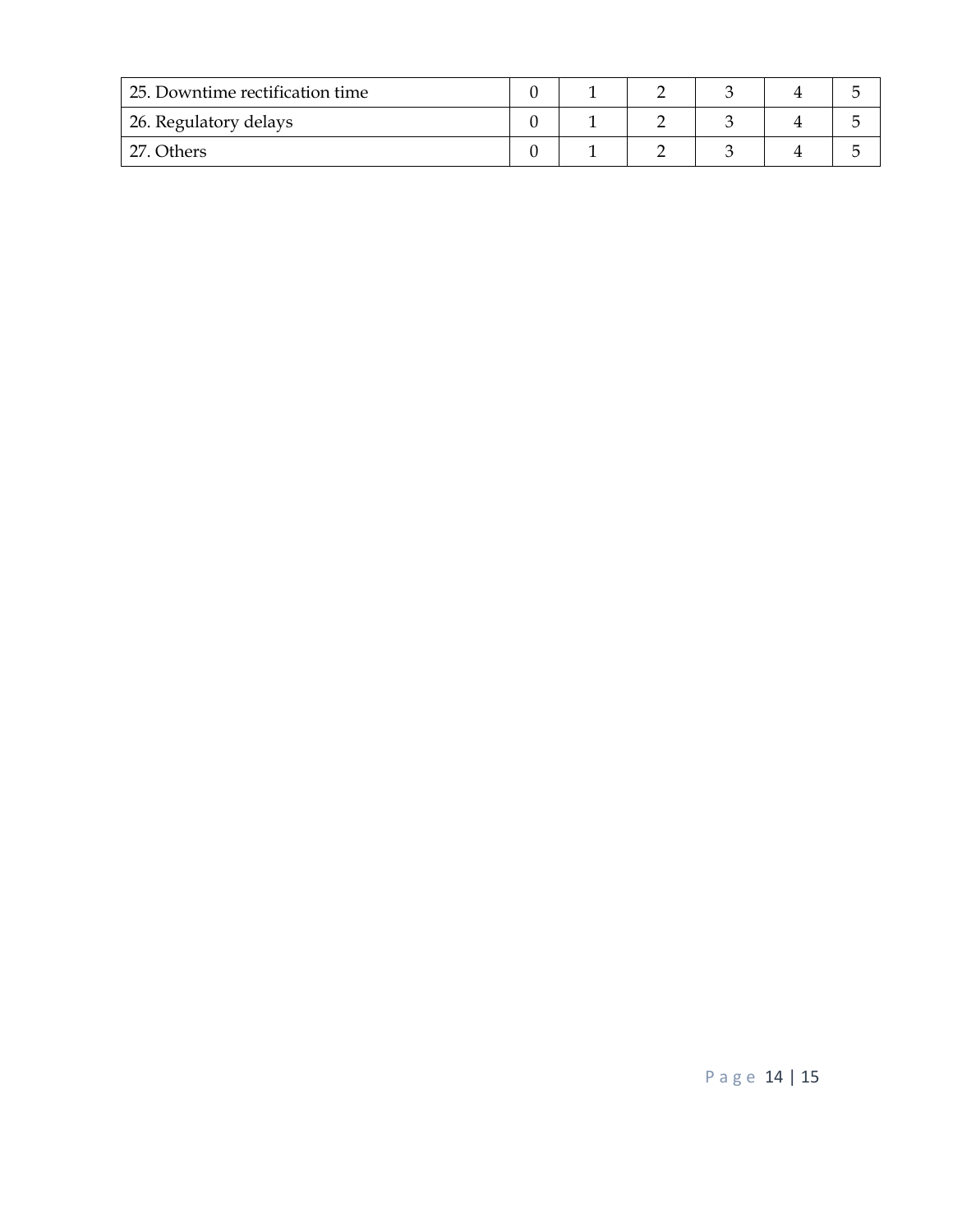| | | | | | | |
|---|---|---|---|---|---|---|
| 25. Downtime rectification time | 0 | 1 | 2 | 3 | 4 | 5 |
| 26. Regulatory delays | 0 | 1 | 2 | 3 | 4 | 5 |
| 27. Others | 0 | 1 | 2 | 3 | 4 | 5 |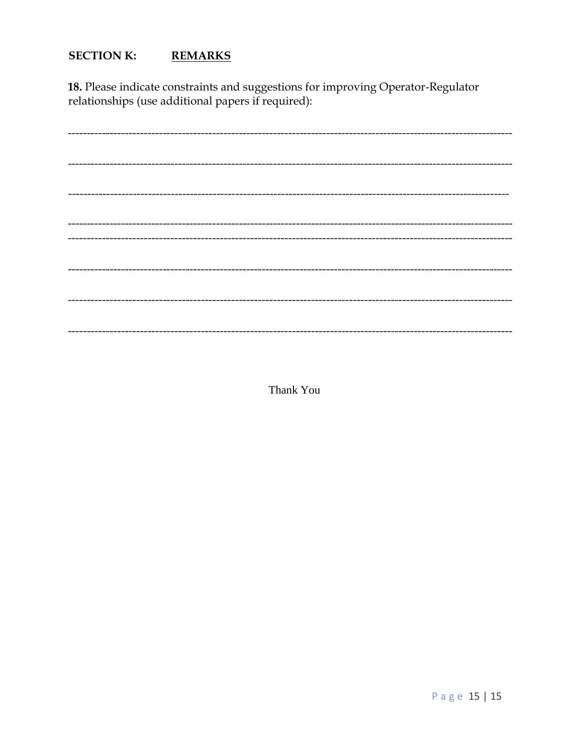**SECTION K:** **<u>REMARKS</u>**

**18.** Please indicate constraints and suggestions for improving Operator-Regulator relationships (use additional papers if required):

---

---

---

---

---

---

---

---

Thank You